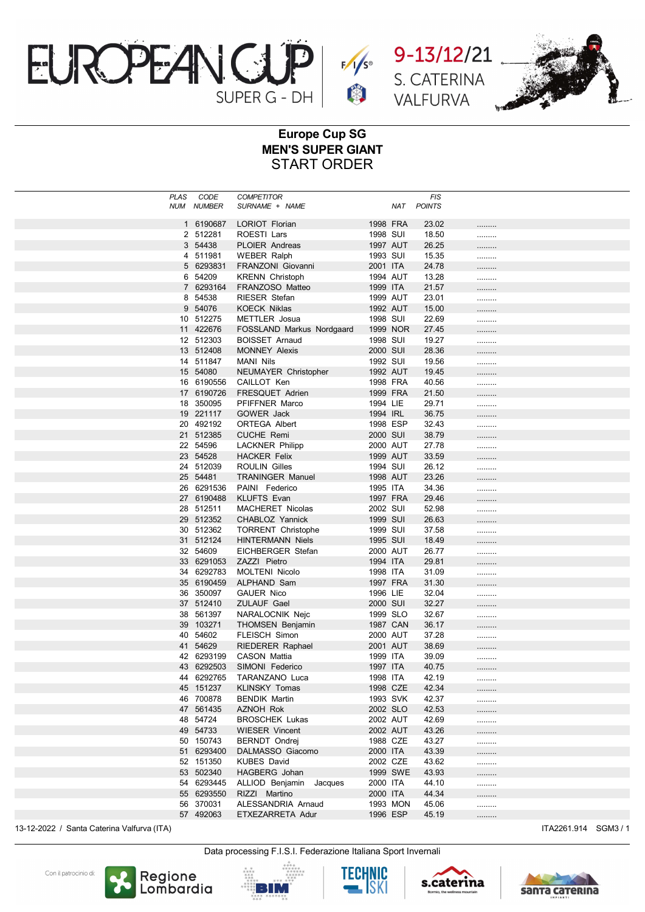EUROPEAN CUP
SUPER G - DH

9-13/12/21
S. CATERINA
VALFURVA

## Europe Cup SG
## MEN'S SUPER GIANT
## START ORDER

| PLAS NUM | CODE NUMBER | COMPETITOR SURNAME + NAME | | NAT | FIS POINTS | |
|---|---|---|---|---|---|---|
| 1 | 6190687 | LORIOT Florian | 1998 | FRA | 23.02 | ......... |
| 2 | 512281 | ROESTI Lars | 1998 | SUI | 18.50 | ......... |
| 3 | 54438 | PLOIER Andreas | 1997 | AUT | 26.25 | ......... |
| 4 | 511981 | WEBER Ralph | 1993 | SUI | 15.35 | ......... |
| 5 | 6293831 | FRANZONI Giovanni | 2001 | ITA | 24.78 | ......... |
| 6 | 54209 | KRENN Christoph | 1994 | AUT | 13.28 | ......... |
| 7 | 6293164 | FRANZOSO Matteo | 1999 | ITA | 21.57 | ......... |
| 8 | 54538 | RIESER Stefan | 1999 | AUT | 23.01 | ......... |
| 9 | 54076 | KOECK Niklas | 1992 | AUT | 15.00 | ......... |
| 10 | 512275 | METTLER Josua | 1998 | SUI | 22.69 | ......... |
| 11 | 422676 | FOSSLAND Markus Nordgaard | 1999 | NOR | 27.45 | ......... |
| 12 | 512303 | BOISSET Arnaud | 1998 | SUI | 19.27 | ......... |
| 13 | 512408 | MONNEY Alexis | 2000 | SUI | 28.36 | ......... |
| 14 | 511847 | MANI Nils | 1992 | SUI | 19.56 | ......... |
| 15 | 54080 | NEUMAYER Christopher | 1992 | AUT | 19.45 | ......... |
| 16 | 6190556 | CAILLOT Ken | 1998 | FRA | 40.56 | ......... |
| 17 | 6190726 | FRESQUET Adrien | 1999 | FRA | 21.50 | ......... |
| 18 | 350095 | PFIFFNER Marco | 1994 | LIE | 29.71 | ......... |
| 19 | 221117 | GOWER Jack | 1994 | IRL | 36.75 | ......... |
| 20 | 492192 | ORTEGA Albert | 1998 | ESP | 32.43 | ......... |
| 21 | 512385 | CUCHE Remi | 2000 | SUI | 38.79 | ......... |
| 22 | 54596 | LACKNER Philipp | 2000 | AUT | 27.78 | ......... |
| 23 | 54528 | HACKER Felix | 1999 | AUT | 33.59 | ......... |
| 24 | 512039 | ROULIN Gilles | 1994 | SUI | 26.12 | ......... |
| 25 | 54481 | TRANINGER Manuel | 1998 | AUT | 23.26 | ......... |
| 26 | 6291536 | PAINI Federico | 1995 | ITA | 34.36 | ......... |
| 27 | 6190488 | KLUFTS Evan | 1997 | FRA | 29.46 | ......... |
| 28 | 512511 | MACHERET Nicolas | 2002 | SUI | 52.98 | ......... |
| 29 | 512352 | CHABLOZ Yannick | 1999 | SUI | 26.63 | ......... |
| 30 | 512362 | TORRENT Christophe | 1999 | SUI | 37.58 | ......... |
| 31 | 512124 | HINTERMANN Niels | 1995 | SUI | 18.49 | ......... |
| 32 | 54609 | EICHBERGER Stefan | 2000 | AUT | 26.77 | ......... |
| 33 | 6291053 | ZAZZI Pietro | 1994 | ITA | 29.81 | ......... |
| 34 | 6292783 | MOLTENI Nicolo | 1998 | ITA | 31.09 | ......... |
| 35 | 6190459 | ALPHAND Sam | 1997 | FRA | 31.30 | ......... |
| 36 | 350097 | GAUER Nico | 1996 | LIE | 32.04 | ......... |
| 37 | 512410 | ZULAUF Gael | 2000 | SUI | 32.27 | ......... |
| 38 | 561397 | NARALOCNIK Nejc | 1999 | SLO | 32.67 | ......... |
| 39 | 103271 | THOMSEN Benjamin | 1987 | CAN | 36.17 | ......... |
| 40 | 54602 | FLEISCH Simon | 2000 | AUT | 37.28 | ......... |
| 41 | 54629 | RIEDERER Raphael | 2001 | AUT | 38.69 | ......... |
| 42 | 6293199 | CASON Mattia | 1999 | ITA | 39.09 | ......... |
| 43 | 6292503 | SIMONI Federico | 1997 | ITA | 40.75 | ......... |
| 44 | 6292765 | TARANZANO Luca | 1998 | ITA | 42.19 | ......... |
| 45 | 151237 | KLINSKY Tomas | 1998 | CZE | 42.34 | ......... |
| 46 | 700878 | BENDIK Martin | 1993 | SVK | 42.37 | ......... |
| 47 | 561435 | AZNOH Rok | 2002 | SLO | 42.53 | ......... |
| 48 | 54724 | BROSCHEK Lukas | 2002 | AUT | 42.69 | ......... |
| 49 | 54733 | WIESER Vincent | 2002 | AUT | 43.26 | ......... |
| 50 | 150743 | BERNDT Ondrej | 1988 | CZE | 43.27 | ......... |
| 51 | 6293400 | DALMASSO Giacomo | 2000 | ITA | 43.39 | ......... |
| 52 | 151350 | KUBES David | 2002 | CZE | 43.62 | ......... |
| 53 | 502340 | HAGBERG Johan | 1999 | SWE | 43.93 | ......... |
| 54 | 6293445 | ALLIOD Benjamin Jacques | 2000 | ITA | 44.10 | ......... |
| 55 | 6293550 | RIZZI Martino | 2000 | ITA | 44.34 | ......... |
| 56 | 370031 | ALESSANDRIA Arnaud | 1993 | MON | 45.06 | ......... |
| 57 | 492063 | ETXEZARRETA Adur | 1996 | ESP | 45.19 | ......... |

13-12-2022 / Santa Caterina Valfurva (ITA) — ITA2261.914 SGM3 / 1

Data processing F.I.S.I. Federazione Italiana Sport Invernali

Con il patrocinio di: Regione Lombardia, BIM, TECHNIC SKI, s.caterina, Santa Caterina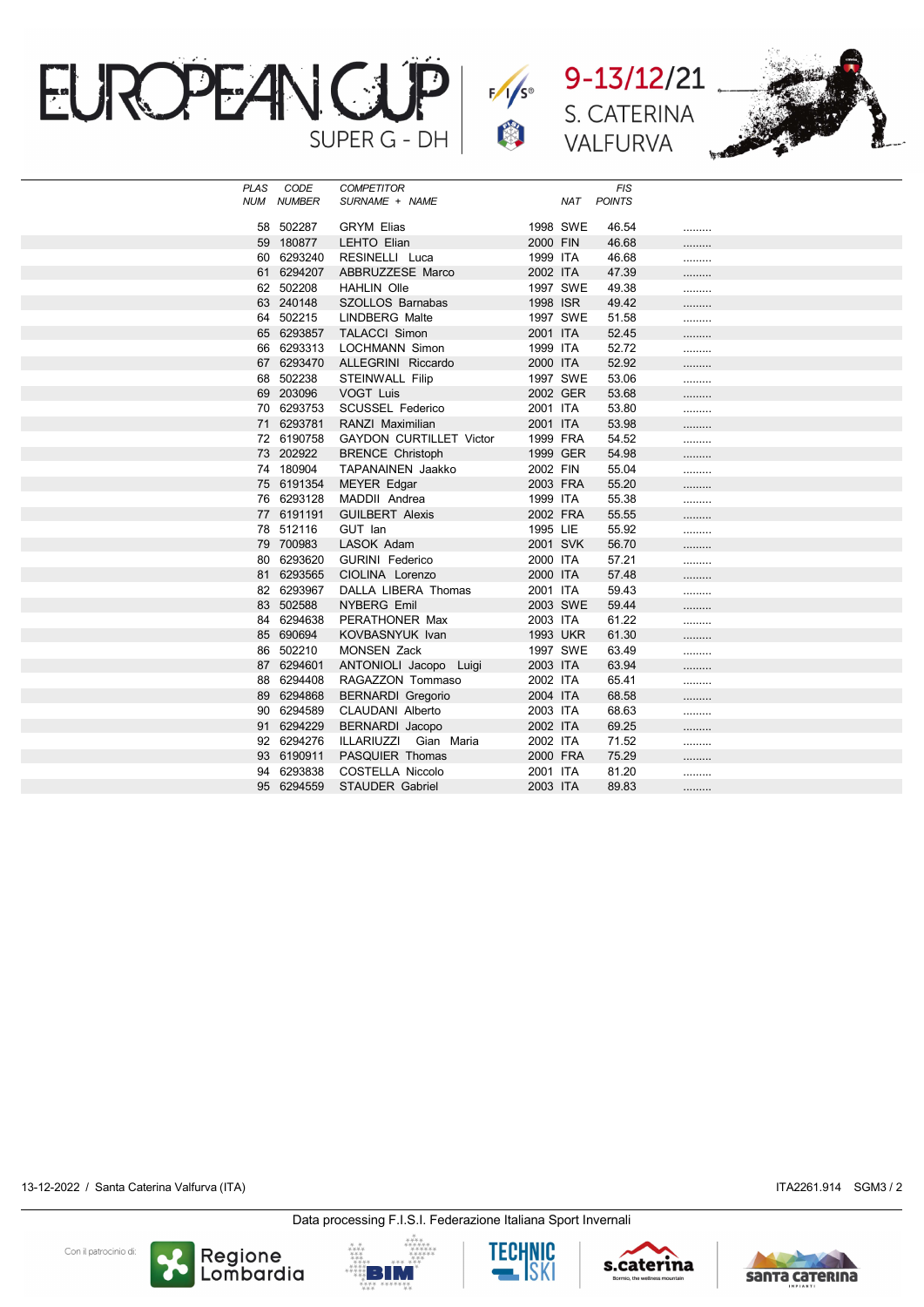# EUROPEAN CUP

SUPER G - DH

9-13/12/21
S. CATERINA
VALFURVA

| PLAS NUM | CODE NUMBER | COMPETITOR SURNAME + NAME | | NAT | FIS POINTS | |
|---|---|---|---|---|---|---|
| 58 | 502287 | GRYM Elias | 1998 | SWE | 46.54 | ......... |
| 59 | 180877 | LEHTO Elian | 2000 | FIN | 46.68 | ......... |
| 60 | 6293240 | RESINELLI Luca | 1999 | ITA | 46.68 | ......... |
| 61 | 6294207 | ABBRUZZESE Marco | 2002 | ITA | 47.39 | ......... |
| 62 | 502208 | HAHLIN Olle | 1997 | SWE | 49.38 | ......... |
| 63 | 240148 | SZOLLOS Barnabas | 1998 | ISR | 49.42 | ......... |
| 64 | 502215 | LINDBERG Malte | 1997 | SWE | 51.58 | ......... |
| 65 | 6293857 | TALACCI Simon | 2001 | ITA | 52.45 | ......... |
| 66 | 6293313 | LOCHMANN Simon | 1999 | ITA | 52.72 | ......... |
| 67 | 6293470 | ALLEGRINI Riccardo | 2000 | ITA | 52.92 | ......... |
| 68 | 502238 | STEINWALL Filip | 1997 | SWE | 53.06 | ......... |
| 69 | 203096 | VOGT Luis | 2002 | GER | 53.68 | ......... |
| 70 | 6293753 | SCUSSEL Federico | 2001 | ITA | 53.80 | ......... |
| 71 | 6293781 | RANZI Maximilian | 2001 | ITA | 53.98 | ......... |
| 72 | 6190758 | GAYDON CURTILLET Victor | 1999 | FRA | 54.52 | ......... |
| 73 | 202922 | BRENCE Christoph | 1999 | GER | 54.98 | ......... |
| 74 | 180904 | TAPANAINEN Jaakko | 2002 | FIN | 55.04 | ......... |
| 75 | 6191354 | MEYER Edgar | 2003 | FRA | 55.20 | ......... |
| 76 | 6293128 | MADDII Andrea | 1999 | ITA | 55.38 | ......... |
| 77 | 6191191 | GUILBERT Alexis | 2002 | FRA | 55.55 | ......... |
| 78 | 512116 | GUT Ian | 1995 | LIE | 55.92 | ......... |
| 79 | 700983 | LASOK Adam | 2001 | SVK | 56.70 | ......... |
| 80 | 6293620 | GURINI Federico | 2000 | ITA | 57.21 | ......... |
| 81 | 6293565 | CIOLINA Lorenzo | 2000 | ITA | 57.48 | ......... |
| 82 | 6293967 | DALLA LIBERA Thomas | 2001 | ITA | 59.43 | ......... |
| 83 | 502588 | NYBERG Emil | 2003 | SWE | 59.44 | ......... |
| 84 | 6294638 | PERATHONER Max | 2003 | ITA | 61.22 | ......... |
| 85 | 690694 | KOVBASNYUK Ivan | 1993 | UKR | 61.30 | ......... |
| 86 | 502210 | MONSEN Zack | 1997 | SWE | 63.49 | ......... |
| 87 | 6294601 | ANTONIOLI Jacopo Luigi | 2003 | ITA | 63.94 | ......... |
| 88 | 6294408 | RAGAZZON Tommaso | 2002 | ITA | 65.41 | ......... |
| 89 | 6294868 | BERNARDI Gregorio | 2004 | ITA | 68.58 | ......... |
| 90 | 6294589 | CLAUDANI Alberto | 2003 | ITA | 68.63 | ......... |
| 91 | 6294229 | BERNARDI Jacopo | 2002 | ITA | 69.25 | ......... |
| 92 | 6294276 | ILLARIUZZI Gian Maria | 2002 | ITA | 71.52 | ......... |
| 93 | 6190911 | PASQUIER Thomas | 2000 | FRA | 75.29 | ......... |
| 94 | 6293838 | COSTELLA Niccolo | 2001 | ITA | 81.20 | ......... |
| 95 | 6294559 | STAUDER Gabriel | 2003 | ITA | 89.83 | ......... |

13-12-2022 / Santa Caterina Valfurva (ITA) ITA2261.914 SGM3

Data processing F.I.S.I. Federazione Italiana Sport Invernali

Con il patrocinio di: Regione Lombardia BIM TECHNIC ISKI s.caterina santa caterina